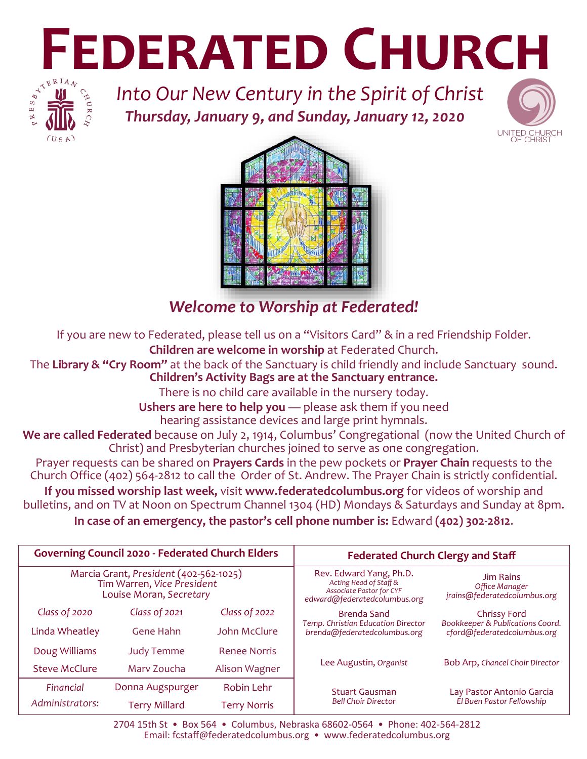# FEDERATED CHURCH

PRESBYTERIAN CHURCH (USA)

*Into Our New Century in the Spirit of Christ*

***Thursday, January 9, and Sunday, January 12, 2020***

UNITED CHURCH OF CHRIST

## *Welcome to Worship at Federated!*

If you are new to Federated, please tell us on a "Visitors Card" & in a red Friendship Folder.

**Children are welcome in worship** at Federated Church.

The **Library & "Cry Room"** at the back of the Sanctuary is child friendly and include Sanctuary sound.

**Children's Activity Bags are at the Sanctuary entrance.**

There is no child care available in the nursery today.

**Ushers are here to help you** — please ask them if you need hearing assistance devices and large print hymnals.

**We are called Federated** because on July 2, 1914, Columbus' Congregational (now the United Church of Christ) and Presbyterian churches joined to serve as one congregation.

Prayer requests can be shared on **Prayers Cards** in the pew pockets or **Prayer Chain** requests to the Church Office (402) 564-2812 to call the Order of St. Andrew. The Prayer Chain is strictly confidential.

**If you missed worship last week,** visit **www.federatedcolumbus.org** for videos of worship and bulletins, and on TV at Noon on Spectrum Channel 1304 (HD) Mondays & Saturdays and Sunday at 8pm.

**In case of an emergency, the pastor's cell phone number is:** Edward **(402) 302-2812**.

| **Governing Council 2020 - Federated Church Elders** | | |
|---|---|---|
| Marcia Grant, *President* (402-562-1025)<br>Tim Warren, *Vice President*<br>Louise Moran, *Secretary* | | |
| *Class of 2020* | *Class of 2021* | *Class of 2022* |
| Linda Wheatley | Gene Hahn | John McClure |
| Doug Williams | Judy Temme | Renee Norris |
| Steve McClure | Marv Zoucha | Alison Wagner |
| *Financial Administrators:* | Donna Augspurger | Robin Lehr |
| | Terry Millard | Terry Norris |

| **Federated Church Clergy and Staff** | |
|---|---|
| Rev. Edward Yang, Ph.D.<br>*Acting Head of Staff & Associate Pastor for CYF*<br>*edward@federatedcolumbus.org* | Jim Rains<br>*Office Manager*<br>*jrains@federatedcolumbus.org* |
| Brenda Sand<br>*Temp. Christian Education Director*<br>*brenda@federatedcolumbus.org* | Chrissy Ford<br>*Bookkeeper & Publications Coord.*<br>*cford@federatedcolumbus.org* |
| Lee Augustin, *Organist* | Bob Arp, *Chancel Choir Director* |
| Stuart Gausman<br>*Bell Choir Director* | Lay Pastor Antonio Garcia<br>*El Buen Pastor Fellowship* |

2704 15th St • Box 564 • Columbus, Nebraska 68602-0564 • Phone: 402-564-2812
Email: fcstaff@federatedcolumbus.org • www.federatedcolumbus.org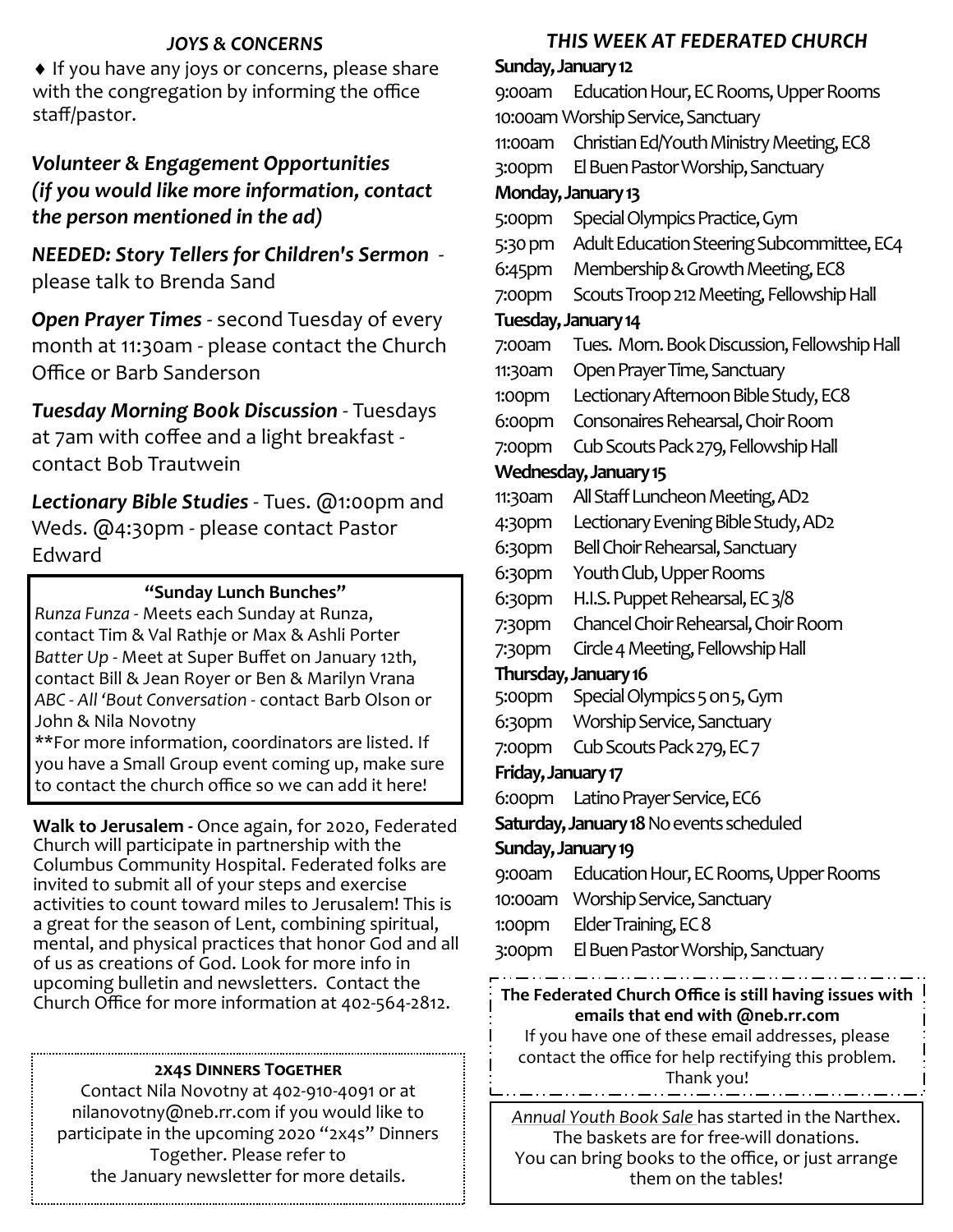### *JOYS & CONCERNS*

♦ If you have any joys or concerns, please share with the congregation by informing the office staff/pastor.

### *Volunteer & Engagement Opportunities (if you would like more information, contact the person mentioned in the ad)*

***NEEDED: Story Tellers for Children's Sermon*** - please talk to Brenda Sand

***Open Prayer Times*** - second Tuesday of every month at 11:30am - please contact the Church Office or Barb Sanderson

***Tuesday Morning Book Discussion*** - Tuesdays at 7am with coffee and a light breakfast - contact Bob Trautwein

***Lectionary Bible Studies*** - Tues. @1:00pm and Weds. @4:30pm - please contact Pastor Edward

**"Sunday Lunch Bunches"**

*Runza Funza* - Meets each Sunday at Runza, contact Tim & Val Rathje or Max & Ashli Porter
*Batter Up* - Meet at Super Buffet on January 12th, contact Bill & Jean Royer or Ben & Marilyn Vrana
*ABC - All 'Bout Conversation* - contact Barb Olson or John & Nila Novotny
**For more information, coordinators are listed. If you have a Small Group event coming up, make sure to contact the church office so we can add it here!

**Walk to Jerusalem** - Once again, for 2020, Federated Church will participate in partnership with the Columbus Community Hospital. Federated folks are invited to submit all of your steps and exercise activities to count toward miles to Jerusalem! This is a great for the season of Lent, combining spiritual, mental, and physical practices that honor God and all of us as creations of God. Look for more info in upcoming bulletin and newsletters. Contact the Church Office for more information at 402-564-2812.

**2X4S DINNERS TOGETHER**

Contact Nila Novotny at 402-910-4091 or at nilanovotny@neb.rr.com if you would like to participate in the upcoming 2020 "2x4s" Dinners Together. Please refer to the January newsletter for more details.

### *THIS WEEK AT FEDERATED CHURCH*

**Sunday, January 12**
9:00am Education Hour, EC Rooms, Upper Rooms
10:00am Worship Service, Sanctuary
11:00am Christian Ed/Youth Ministry Meeting, EC8
3:00pm El Buen Pastor Worship, Sanctuary

**Monday, January 13**
5:00pm Special Olympics Practice, Gym
5:30 pm Adult Education Steering Subcommittee, EC4
6:45pm Membership & Growth Meeting, EC8
7:00pm Scouts Troop 212 Meeting, Fellowship Hall

**Tuesday, January 14**
7:00am Tues. Morn. Book Discussion, Fellowship Hall
11:30am Open Prayer Time, Sanctuary
1:00pm Lectionary Afternoon Bible Study, EC8
6:00pm Consonaires Rehearsal, Choir Room
7:00pm Cub Scouts Pack 279, Fellowship Hall

**Wednesday, January 15**
11:30am All Staff Luncheon Meeting, AD2
4:30pm Lectionary Evening Bible Study, AD2
6:30pm Bell Choir Rehearsal, Sanctuary
6:30pm Youth Club, Upper Rooms
6:30pm H.I.S. Puppet Rehearsal, EC 3/8
7:30pm Chancel Choir Rehearsal, Choir Room
7:30pm Circle 4 Meeting, Fellowship Hall

**Thursday, January 16**
5:00pm Special Olympics 5 on 5, Gym
6:30pm Worship Service, Sanctuary
7:00pm Cub Scouts Pack 279, EC 7

**Friday, January 17**
6:00pm Latino Prayer Service, EC6

**Saturday, January 18** No events scheduled

**Sunday, January 19**
9:00am Education Hour, EC Rooms, Upper Rooms
10:00am Worship Service, Sanctuary
1:00pm Elder Training, EC 8
3:00pm El Buen Pastor Worship, Sanctuary

**The Federated Church Office is still having issues with emails that end with @neb.rr.com**
If you have one of these email addresses, please contact the office for help rectifying this problem. Thank you!

*Annual Youth Book Sale* has started in the Narthex. The baskets are for free-will donations. You can bring books to the office, or just arrange them on the tables!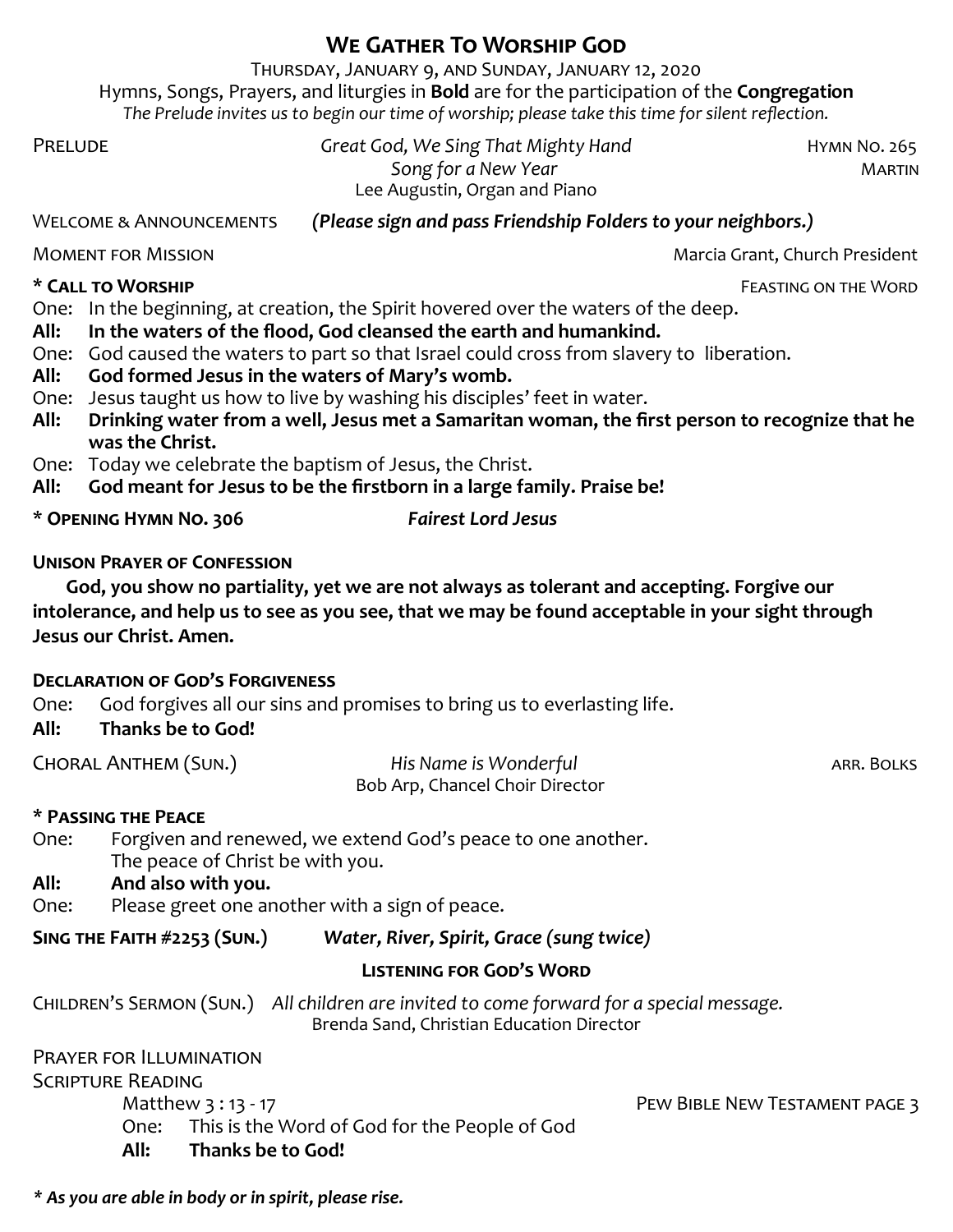# We Gather To Worship God

Thursday, January 9, and Sunday, January 12, 2020

Hymns, Songs, Prayers, and liturgies in **Bold** are for the participation of the **Congregation**

*The Prelude invites us to begin our time of worship; please take this time for silent reflection.*

Prelude — *Great God, We Sing That Mighty Hand* — Hymn No. 265
*Song for a New Year* — Martin
Lee Augustin, Organ and Piano

Welcome & Announcements ***(Please sign and pass Friendship Folders to your neighbors.)***

Moment for Mission — Marcia Grant, Church President

**\* Call to Worship** — Feasting on the Word

One: In the beginning, at creation, the Spirit hovered over the waters of the deep.
**All: In the waters of the flood, God cleansed the earth and humankind.**
One: God caused the waters to part so that Israel could cross from slavery to liberation.
**All: God formed Jesus in the waters of Mary's womb.**
One: Jesus taught us how to live by washing his disciples' feet in water.
**All: Drinking water from a well, Jesus met a Samaritan woman, the first person to recognize that he was the Christ.**
One: Today we celebrate the baptism of Jesus, the Christ.
**All: God meant for Jesus to be the firstborn in a large family. Praise be!**

**\* Opening Hymn No. 306** — ***Fairest Lord Jesus***

**Unison Prayer of Confession**

**God, you show no partiality, yet we are not always as tolerant and accepting. Forgive our intolerance, and help us to see as you see, that we may be found acceptable in your sight through Jesus our Christ. Amen.**

**Declaration of God's Forgiveness**

One: God forgives all our sins and promises to bring us to everlasting life.
**All: Thanks be to God!**

Choral Anthem (Sun.) — *His Name is Wonderful* — arr. Bolks
Bob Arp, Chancel Choir Director

**\* Passing the Peace**

One: Forgiven and renewed, we extend God's peace to one another.
The peace of Christ be with you.
**All: And also with you.**
One: Please greet one another with a sign of peace.

**Sing the Faith #2253 (Sun.)** — ***Water, River, Spirit, Grace (sung twice)***

## Listening for God's Word

Children's Sermon (Sun.) *All children are invited to come forward for a special message.*
Brenda Sand, Christian Education Director

Prayer for Illumination

Scripture Reading

Matthew 3 : 13 - 17 — Pew Bible New Testament page 3

One: This is the Word of God for the People of God
**All: Thanks be to God!**

***\* As you are able in body or in spirit, please rise.***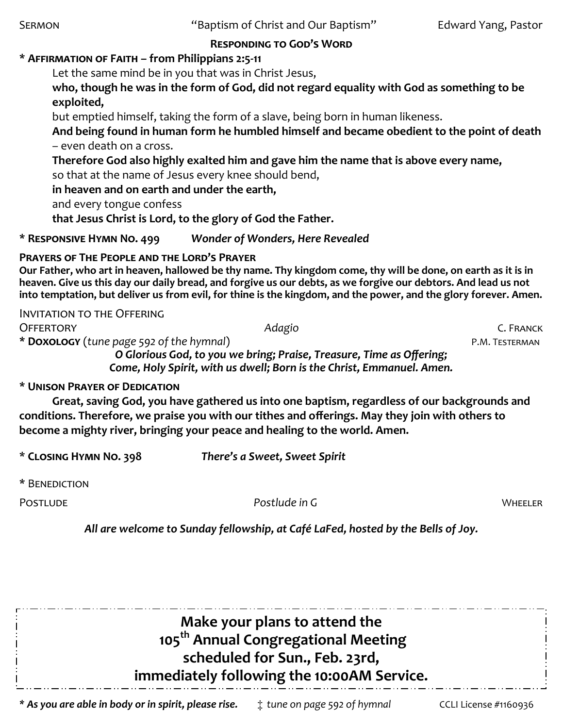SERMON "Baptism of Christ and Our Baptism" Edward Yang, Pastor

**RESPONDING TO GOD'S WORD**

**\* AFFIRMATION OF FAITH – from Philippians 2:5-11**

Let the same mind be in you that was in Christ Jesus,

**who, though he was in the form of God, did not regard equality with God as something to be exploited,**

but emptied himself, taking the form of a slave, being born in human likeness.

**And being found in human form he humbled himself and became obedient to the point of death** – even death on a cross.

**Therefore God also highly exalted him and gave him the name that is above every name,**

so that at the name of Jesus every knee should bend,

**in heaven and on earth and under the earth,**

and every tongue confess

**that Jesus Christ is Lord, to the glory of God the Father.**

**\* RESPONSIVE HYMN NO. 499** ***Wonder of Wonders, Here Revealed***

**PRAYERS OF THE PEOPLE AND THE LORD'S PRAYER**

**Our Father, who art in heaven, hallowed be thy name. Thy kingdom come, thy will be done, on earth as it is in heaven. Give us this day our daily bread, and forgive us our debts, as we forgive our debtors. And lead us not into temptation, but deliver us from evil, for thine is the kingdom, and the power, and the glory forever. Amen.**

INVITATION TO THE OFFERING

OFFERTORY *Adagio* C. FRANCK

**\* DOXOLOGY** (*tune page 592 of the hymnal*) P.M. TESTERMAN

***O Glorious God, to you we bring; Praise, Treasure, Time as Offering;***
***Come, Holy Spirit, with us dwell; Born is the Christ, Emmanuel. Amen.***

**\* UNISON PRAYER OF DEDICATION**

**Great, saving God, you have gathered us into one baptism, regardless of our backgrounds and conditions. Therefore, we praise you with our tithes and offerings. May they join with others to become a mighty river, bringing your peace and healing to the world. Amen.**

**\* CLOSING HYMN NO. 398** ***There's a Sweet, Sweet Spirit***

\* BENEDICTION

POSTLUDE *Postlude in G* WHEELER

***All are welcome to Sunday fellowship, at Café LaFed, hosted by the Bells of Joy.***

**Make your plans to attend the**
**105th Annual Congregational Meeting**
**scheduled for Sun., Feb. 23rd,**
**immediately following the 10:00AM Service.**

***\* As you are able in body or in spirit, please rise.*** ‡ *tune on page 592 of hymnal* CCLI License #1160936